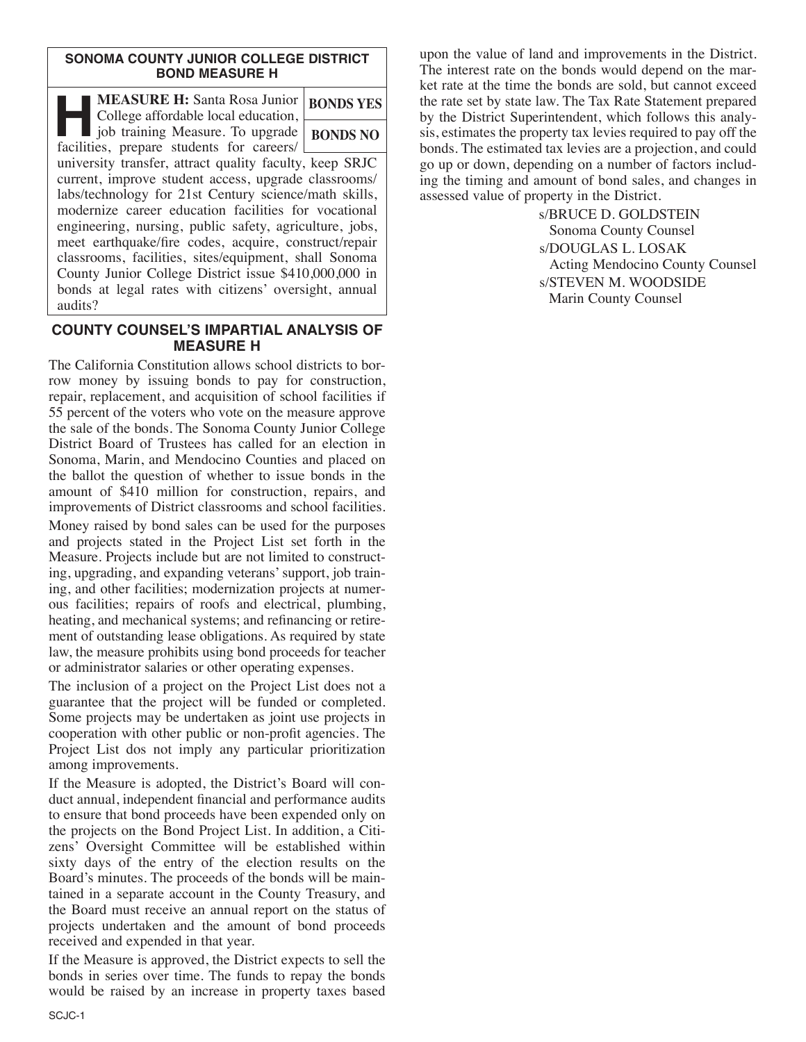## SONOMA COUNTY JUNIOR COLLEGE DISTRICT BOND MEASURE H

**MEASURE H:** Santa Rosa Junior College affordable local education, job training Measure. To upgrade facilities, prepare students for careers/ university transfer, attract quality faculty, keep SRJC current, improve student access, upgrade classrooms/ labs/technology for 21st Century science/math skills, modernize career education facilities for vocational engineering, nursing, public safety, agriculture, jobs, meet earthquake/fire codes, acquire, construct/repair classrooms, facilities, sites/equipment, shall Sonoma County Junior College District issue $410,000,000 in bonds at legal rates with citizens' oversight, annual audits?

| BONDS YES |
| --- |
| BONDS NO |

## COUNTY COUNSEL'S IMPARTIAL ANALYSIS OF MEASURE H

The California Constitution allows school districts to borrow money by issuing bonds to pay for construction, repair, replacement, and acquisition of school facilities if 55 percent of the voters who vote on the measure approve the sale of the bonds. The Sonoma County Junior College District Board of Trustees has called for an election in Sonoma, Marin, and Mendocino Counties and placed on the ballot the question of whether to issue bonds in the amount of $410 million for construction, repairs, and improvements of District classrooms and school facilities.

Money raised by bond sales can be used for the purposes and projects stated in the Project List set forth in the Measure. Projects include but are not limited to constructing, upgrading, and expanding veterans' support, job training, and other facilities; modernization projects at numerous facilities; repairs of roofs and electrical, plumbing, heating, and mechanical systems; and refinancing or retirement of outstanding lease obligations. As required by state law, the measure prohibits using bond proceeds for teacher or administrator salaries or other operating expenses.

The inclusion of a project on the Project List does not a guarantee that the project will be funded or completed. Some projects may be undertaken as joint use projects in cooperation with other public or non-profit agencies. The Project List dos not imply any particular prioritization among improvements.

If the Measure is adopted, the District's Board will conduct annual, independent financial and performance audits to ensure that bond proceeds have been expended only on the projects on the Bond Project List. In addition, a Citizens' Oversight Committee will be established within sixty days of the entry of the election results on the Board's minutes. The proceeds of the bonds will be maintained in a separate account in the County Treasury, and the Board must receive an annual report on the status of projects undertaken and the amount of bond proceeds received and expended in that year.

If the Measure is approved, the District expects to sell the bonds in series over time. The funds to repay the bonds would be raised by an increase in property taxes based upon the value of land and improvements in the District. The interest rate on the bonds would depend on the market rate at the time the bonds are sold, but cannot exceed the rate set by state law. The Tax Rate Statement prepared by the District Superintendent, which follows this analysis, estimates the property tax levies required to pay off the bonds. The estimated tax levies are a projection, and could go up or down, depending on a number of factors including the timing and amount of bond sales, and changes in assessed value of property in the District.

s/BRUCE D. GOLDSTEIN
Sonoma County Counsel

s/DOUGLAS L. LOSAK
Acting Mendocino County Counsel

s/STEVEN M. WOODSIDE
Marin County Counsel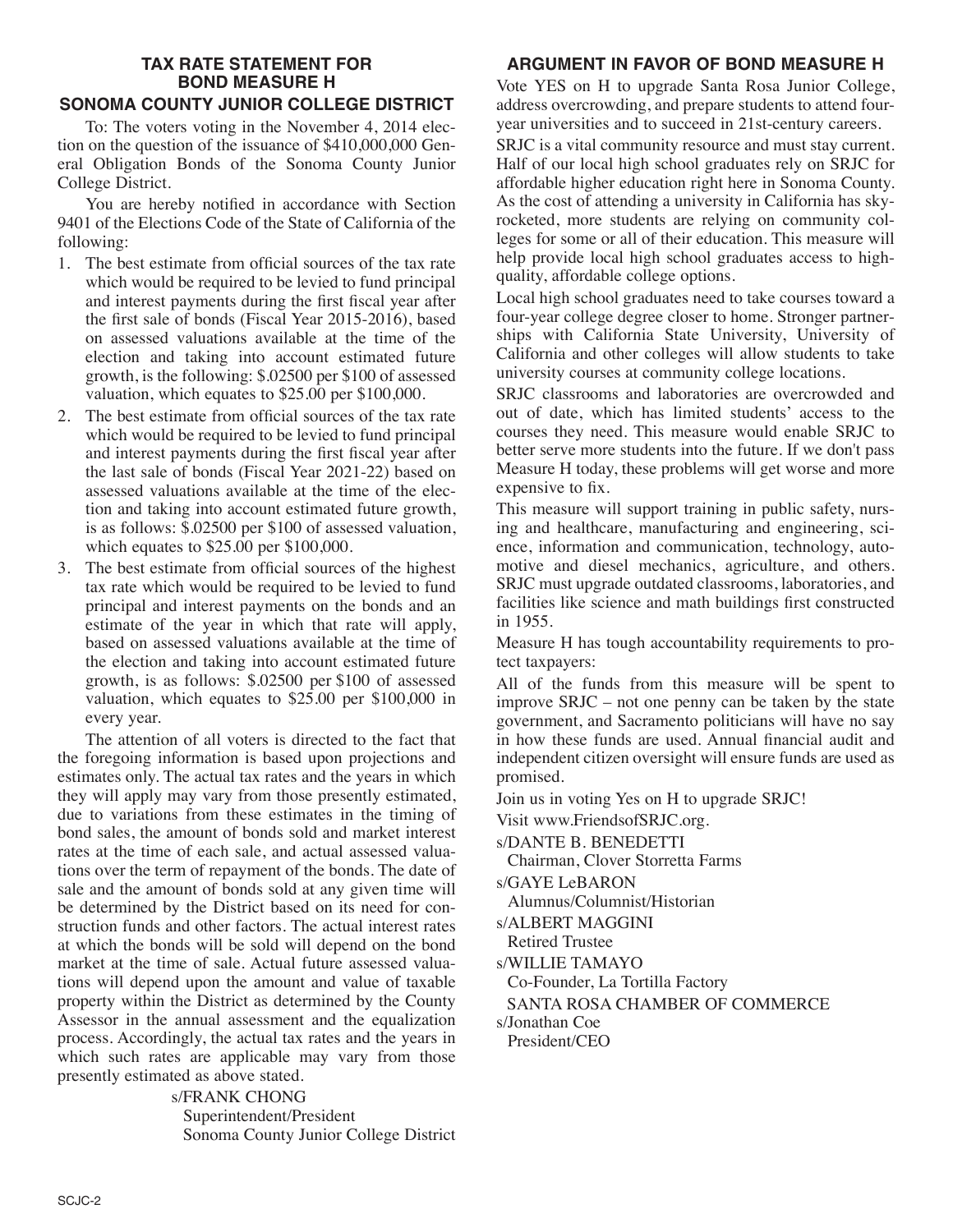## TAX RATE STATEMENT FOR BOND MEASURE H
## SONOMA COUNTY JUNIOR COLLEGE DISTRICT

To: The voters voting in the November 4, 2014 election on the question of the issuance of $410,000,000 General Obligation Bonds of the Sonoma County Junior College District.

You are hereby notified in accordance with Section 9401 of the Elections Code of the State of California of the following:

1. The best estimate from official sources of the tax rate which would be required to be levied to fund principal and interest payments during the first fiscal year after the first sale of bonds (Fiscal Year 2015-2016), based on assessed valuations available at the time of the election and taking into account estimated future growth, is the following: $.02500 per $100 of assessed valuation, which equates to $25.00 per $100,000.
2. The best estimate from official sources of the tax rate which would be required to be levied to fund principal and interest payments during the first fiscal year after the last sale of bonds (Fiscal Year 2021-22) based on assessed valuations available at the time of the election and taking into account estimated future growth, is as follows: $.02500 per $100 of assessed valuation, which equates to $25.00 per $100,000.
3. The best estimate from official sources of the highest tax rate which would be required to be levied to fund principal and interest payments on the bonds and an estimate of the year in which that rate will apply, based on assessed valuations available at the time of the election and taking into account estimated future growth, is as follows: $.02500 per $100 of assessed valuation, which equates to $25.00 per $100,000 in every year.

The attention of all voters is directed to the fact that the foregoing information is based upon projections and estimates only. The actual tax rates and the years in which they will apply may vary from those presently estimated, due to variations from these estimates in the timing of bond sales, the amount of bonds sold and market interest rates at the time of each sale, and actual assessed valuations over the term of repayment of the bonds. The date of sale and the amount of bonds sold at any given time will be determined by the District based on its need for construction funds and other factors. The actual interest rates at which the bonds will be sold will depend on the bond market at the time of sale. Actual future assessed valuations will depend upon the amount and value of taxable property within the District as determined by the County Assessor in the annual assessment and the equalization process. Accordingly, the actual tax rates and the years in which such rates are applicable may vary from those presently estimated as above stated.

s/FRANK CHONG
Superintendent/President
Sonoma County Junior College District

## ARGUMENT IN FAVOR OF BOND MEASURE H

Vote YES on H to upgrade Santa Rosa Junior College, address overcrowding, and prepare students to attend four-year universities and to succeed in 21st-century careers.

SRJC is a vital community resource and must stay current. Half of our local high school graduates rely on SRJC for affordable higher education right here in Sonoma County. As the cost of attending a university in California has skyrocketed, more students are relying on community colleges for some or all of their education. This measure will help provide local high school graduates access to high-quality, affordable college options.

Local high school graduates need to take courses toward a four-year college degree closer to home. Stronger partnerships with California State University, University of California and other colleges will allow students to take university courses at community college locations.

SRJC classrooms and laboratories are overcrowded and out of date, which has limited students' access to the courses they need. This measure would enable SRJC to better serve more students into the future. If we don't pass Measure H today, these problems will get worse and more expensive to fix.

This measure will support training in public safety, nursing and healthcare, manufacturing and engineering, science, information and communication, technology, automotive and diesel mechanics, agriculture, and others. SRJC must upgrade outdated classrooms, laboratories, and facilities like science and math buildings first constructed in 1955.

Measure H has tough accountability requirements to protect taxpayers:

All of the funds from this measure will be spent to improve SRJC – not one penny can be taken by the state government, and Sacramento politicians will have no say in how these funds are used. Annual financial audit and independent citizen oversight will ensure funds are used as promised.

Join us in voting Yes on H to upgrade SRJC!

Visit www.FriendsofSRJC.org.

s/DANTE B. BENEDETTI
Chairman, Clover Storretta Farms

s/GAYE LeBARON
Alumnus/Columnist/Historian

s/ALBERT MAGGINI
Retired Trustee

s/WILLIE TAMAYO
Co-Founder, La Tortilla Factory

SANTA ROSA CHAMBER OF COMMERCE
s/Jonathan Coe
President/CEO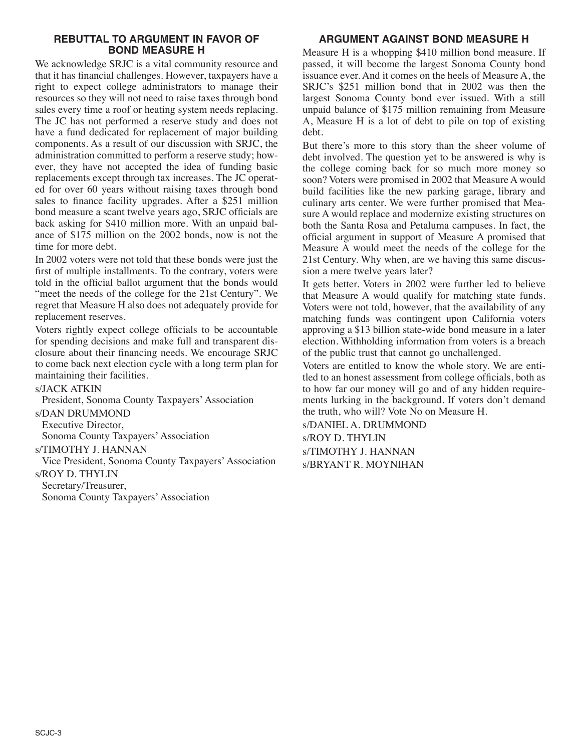## REBUTTAL TO ARGUMENT IN FAVOR OF BOND MEASURE H

We acknowledge SRJC is a vital community resource and that it has financial challenges. However, taxpayers have a right to expect college administrators to manage their resources so they will not need to raise taxes through bond sales every time a roof or heating system needs replacing. The JC has not performed a reserve study and does not have a fund dedicated for replacement of major building components. As a result of our discussion with SRJC, the administration committed to perform a reserve study; however, they have not accepted the idea of funding basic replacements except through tax increases. The JC operated for over 60 years without raising taxes through bond sales to finance facility upgrades. After a $251 million bond measure a scant twelve years ago, SRJC officials are back asking for $410 million more. With an unpaid balance of $175 million on the 2002 bonds, now is not the time for more debt.

In 2002 voters were not told that these bonds were just the first of multiple installments. To the contrary, voters were told in the official ballot argument that the bonds would "meet the needs of the college for the 21st Century". We regret that Measure H also does not adequately provide for replacement reserves.

Voters rightly expect college officials to be accountable for spending decisions and make full and transparent disclosure about their financing needs. We encourage SRJC to come back next election cycle with a long term plan for maintaining their facilities.

s/JACK ATKIN
President, Sonoma County Taxpayers' Association

s/DAN DRUMMOND
Executive Director,
Sonoma County Taxpayers' Association

s/TIMOTHY J. HANNAN
Vice President, Sonoma County Taxpayers' Association

s/ROY D. THYLIN
Secretary/Treasurer,
Sonoma County Taxpayers' Association

## ARGUMENT AGAINST BOND MEASURE H

Measure H is a whopping $410 million bond measure. If passed, it will become the largest Sonoma County bond issuance ever. And it comes on the heels of Measure A, the SRJC's $251 million bond that in 2002 was then the largest Sonoma County bond ever issued. With a still unpaid balance of $175 million remaining from Measure A, Measure H is a lot of debt to pile on top of existing debt.

But there's more to this story than the sheer volume of debt involved. The question yet to be answered is why is the college coming back for so much more money so soon? Voters were promised in 2002 that Measure A would build facilities like the new parking garage, library and culinary arts center. We were further promised that Measure A would replace and modernize existing structures on both the Santa Rosa and Petaluma campuses. In fact, the official argument in support of Measure A promised that Measure A would meet the needs of the college for the 21st Century. Why when, are we having this same discussion a mere twelve years later?

It gets better. Voters in 2002 were further led to believe that Measure A would qualify for matching state funds. Voters were not told, however, that the availability of any matching funds was contingent upon California voters approving a $13 billion state-wide bond measure in a later election. Withholding information from voters is a breach of the public trust that cannot go unchallenged.

Voters are entitled to know the whole story. We are entitled to an honest assessment from college officials, both as to how far our money will go and of any hidden requirements lurking in the background. If voters don't demand the truth, who will? Vote No on Measure H.

s/DANIEL A. DRUMMOND
s/ROY D. THYLIN
s/TIMOTHY J. HANNAN
s/BRYANT R. MOYNIHAN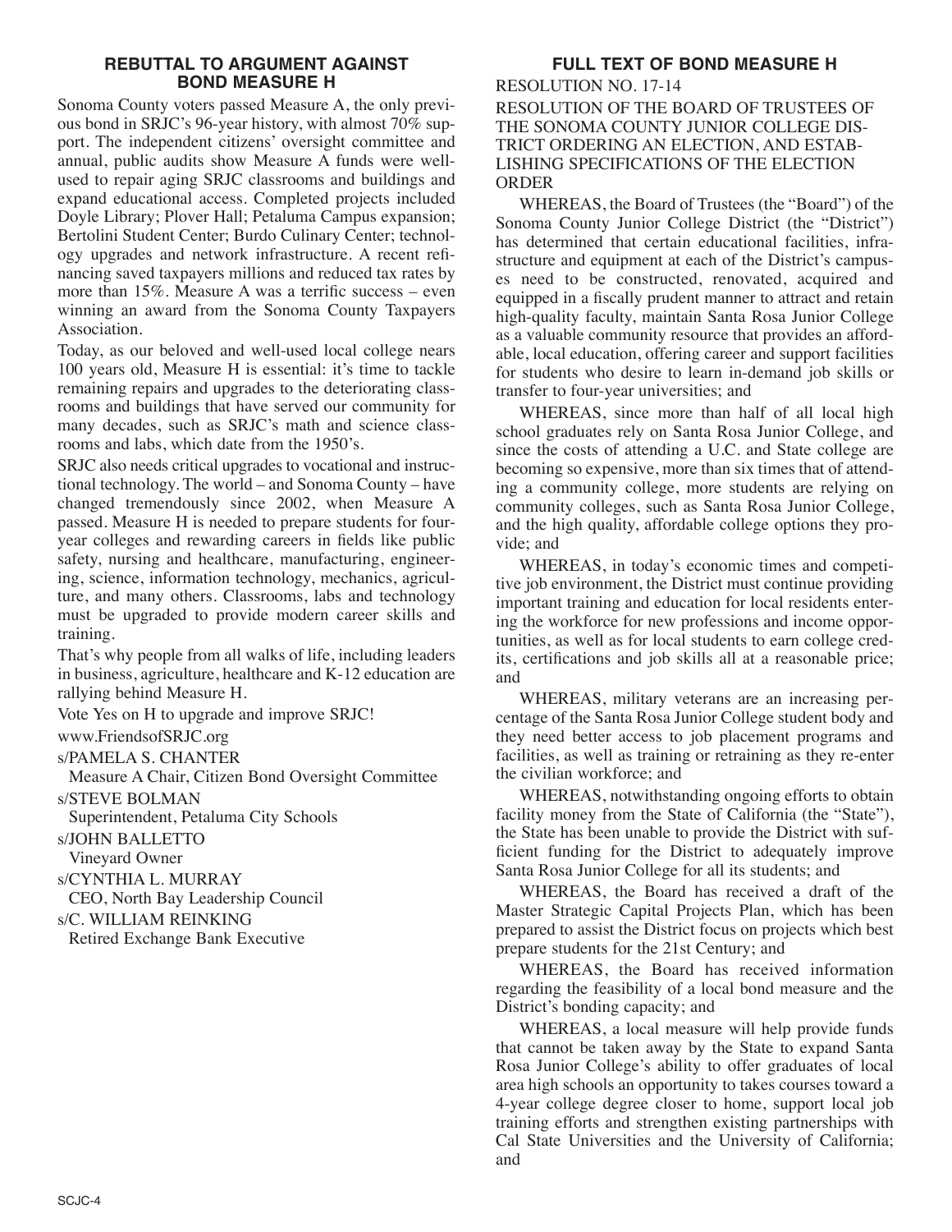## REBUTTAL TO ARGUMENT AGAINST BOND MEASURE H

Sonoma County voters passed Measure A, the only previous bond in SRJC's 96-year history, with almost 70% support. The independent citizens' oversight committee and annual, public audits show Measure A funds were well-used to repair aging SRJC classrooms and buildings and expand educational access. Completed projects included Doyle Library; Plover Hall; Petaluma Campus expansion; Bertolini Student Center; Burdo Culinary Center; technology upgrades and network infrastructure. A recent refinancing saved taxpayers millions and reduced tax rates by more than 15%. Measure A was a terrific success – even winning an award from the Sonoma County Taxpayers Association.

Today, as our beloved and well-used local college nears 100 years old, Measure H is essential: it's time to tackle remaining repairs and upgrades to the deteriorating classrooms and buildings that have served our community for many decades, such as SRJC's math and science classrooms and labs, which date from the 1950's.

SRJC also needs critical upgrades to vocational and instructional technology. The world – and Sonoma County – have changed tremendously since 2002, when Measure A passed. Measure H is needed to prepare students for four-year colleges and rewarding careers in fields like public safety, nursing and healthcare, manufacturing, engineering, science, information technology, mechanics, agriculture, and many others. Classrooms, labs and technology must be upgraded to provide modern career skills and training.

That's why people from all walks of life, including leaders in business, agriculture, healthcare and K-12 education are rallying behind Measure H.

Vote Yes on H to upgrade and improve SRJC!

www.FriendsofSRJC.org

s/PAMELA S. CHANTER
Measure A Chair, Citizen Bond Oversight Committee

s/STEVE BOLMAN
Superintendent, Petaluma City Schools

s/JOHN BALLETTO
Vineyard Owner

s/CYNTHIA L. MURRAY
CEO, North Bay Leadership Council

s/C. WILLIAM REINKING
Retired Exchange Bank Executive

## FULL TEXT OF BOND MEASURE H

RESOLUTION NO. 17-14

RESOLUTION OF THE BOARD OF TRUSTEES OF THE SONOMA COUNTY JUNIOR COLLEGE DISTRICT ORDERING AN ELECTION, AND ESTABLISHING SPECIFICATIONS OF THE ELECTION ORDER

WHEREAS, the Board of Trustees (the "Board") of the Sonoma County Junior College District (the "District") has determined that certain educational facilities, infrastructure and equipment at each of the District's campuses need to be constructed, renovated, acquired and equipped in a fiscally prudent manner to attract and retain high-quality faculty, maintain Santa Rosa Junior College as a valuable community resource that provides an affordable, local education, offering career and support facilities for students who desire to learn in-demand job skills or transfer to four-year universities; and

WHEREAS, since more than half of all local high school graduates rely on Santa Rosa Junior College, and since the costs of attending a U.C. and State college are becoming so expensive, more than six times that of attending a community college, more students are relying on community colleges, such as Santa Rosa Junior College, and the high quality, affordable college options they provide; and

WHEREAS, in today's economic times and competitive job environment, the District must continue providing important training and education for local residents entering the workforce for new professions and income opportunities, as well as for local students to earn college credits, certifications and job skills all at a reasonable price; and

WHEREAS, military veterans are an increasing percentage of the Santa Rosa Junior College student body and they need better access to job placement programs and facilities, as well as training or retraining as they re-enter the civilian workforce; and

WHEREAS, notwithstanding ongoing efforts to obtain facility money from the State of California (the "State"), the State has been unable to provide the District with sufficient funding for the District to adequately improve Santa Rosa Junior College for all its students; and

WHEREAS, the Board has received a draft of the Master Strategic Capital Projects Plan, which has been prepared to assist the District focus on projects which best prepare students for the 21st Century; and

WHEREAS, the Board has received information regarding the feasibility of a local bond measure and the District's bonding capacity; and

WHEREAS, a local measure will help provide funds that cannot be taken away by the State to expand Santa Rosa Junior College's ability to offer graduates of local area high schools an opportunity to takes courses toward a 4-year college degree closer to home, support local job training efforts and strengthen existing partnerships with Cal State Universities and the University of California; and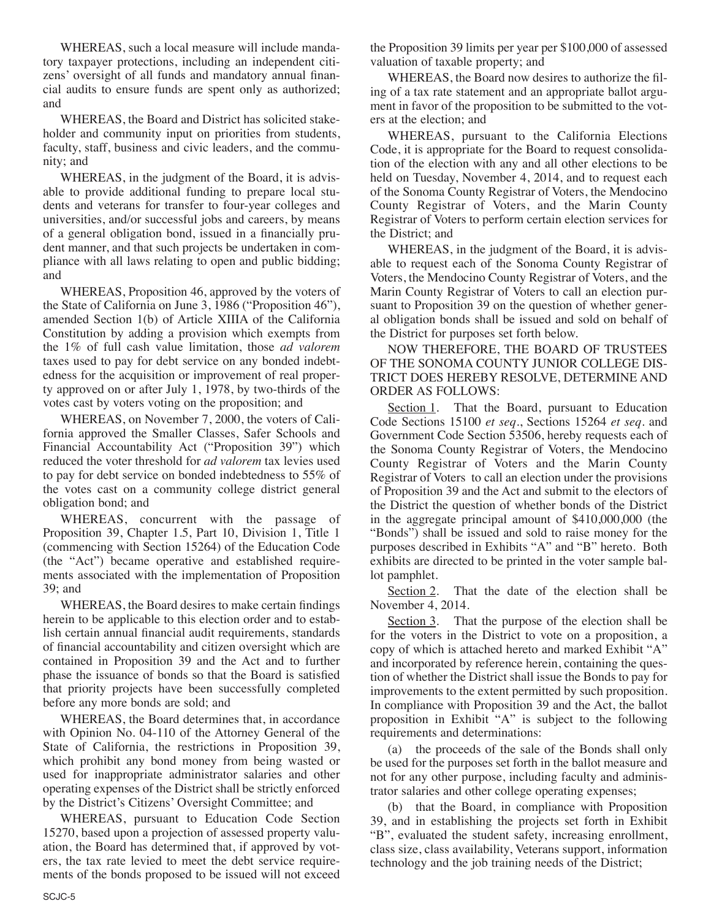WHEREAS, such a local measure will include mandatory taxpayer protections, including an independent citizens' oversight of all funds and mandatory annual financial audits to ensure funds are spent only as authorized; and

WHEREAS, the Board and District has solicited stakeholder and community input on priorities from students, faculty, staff, business and civic leaders, and the community; and

WHEREAS, in the judgment of the Board, it is advisable to provide additional funding to prepare local students and veterans for transfer to four-year colleges and universities, and/or successful jobs and careers, by means of a general obligation bond, issued in a financially prudent manner, and that such projects be undertaken in compliance with all laws relating to open and public bidding; and

WHEREAS, Proposition 46, approved by the voters of the State of California on June 3, 1986 ("Proposition 46"), amended Section 1(b) of Article XIIIA of the California Constitution by adding a provision which exempts from the 1% of full cash value limitation, those *ad valorem* taxes used to pay for debt service on any bonded indebtedness for the acquisition or improvement of real property approved on or after July 1, 1978, by two-thirds of the votes cast by voters voting on the proposition; and

WHEREAS, on November 7, 2000, the voters of California approved the Smaller Classes, Safer Schools and Financial Accountability Act ("Proposition 39") which reduced the voter threshold for *ad valorem* tax levies used to pay for debt service on bonded indebtedness to 55% of the votes cast on a community college district general obligation bond; and

WHEREAS, concurrent with the passage of Proposition 39, Chapter 1.5, Part 10, Division 1, Title 1 (commencing with Section 15264) of the Education Code (the "Act") became operative and established requirements associated with the implementation of Proposition 39; and

WHEREAS, the Board desires to make certain findings herein to be applicable to this election order and to establish certain annual financial audit requirements, standards of financial accountability and citizen oversight which are contained in Proposition 39 and the Act and to further phase the issuance of bonds so that the Board is satisfied that priority projects have been successfully completed before any more bonds are sold; and

WHEREAS, the Board determines that, in accordance with Opinion No. 04-110 of the Attorney General of the State of California, the restrictions in Proposition 39, which prohibit any bond money from being wasted or used for inappropriate administrator salaries and other operating expenses of the District shall be strictly enforced by the District's Citizens' Oversight Committee; and

WHEREAS, pursuant to Education Code Section 15270, based upon a projection of assessed property valuation, the Board has determined that, if approved by voters, the tax rate levied to meet the debt service requirements of the bonds proposed to be issued will not exceed the Proposition 39 limits per year per $100,000 of assessed valuation of taxable property; and

WHEREAS, the Board now desires to authorize the filing of a tax rate statement and an appropriate ballot argument in favor of the proposition to be submitted to the voters at the election; and

WHEREAS, pursuant to the California Elections Code, it is appropriate for the Board to request consolidation of the election with any and all other elections to be held on Tuesday, November 4, 2014, and to request each of the Sonoma County Registrar of Voters, the Mendocino County Registrar of Voters, and the Marin County Registrar of Voters to perform certain election services for the District; and

WHEREAS, in the judgment of the Board, it is advisable to request each of the Sonoma County Registrar of Voters, the Mendocino County Registrar of Voters, and the Marin County Registrar of Voters to call an election pursuant to Proposition 39 on the question of whether general obligation bonds shall be issued and sold on behalf of the District for purposes set forth below.

NOW THEREFORE, THE BOARD OF TRUSTEES OF THE SONOMA COUNTY JUNIOR COLLEGE DISTRICT DOES HEREBY RESOLVE, DETERMINE AND ORDER AS FOLLOWS:

Section 1. That the Board, pursuant to Education Code Sections 15100 *et seq*., Sections 15264 *et seq*. and Government Code Section 53506, hereby requests each of the Sonoma County Registrar of Voters, the Mendocino County Registrar of Voters and the Marin County Registrar of Voters to call an election under the provisions of Proposition 39 and the Act and submit to the electors of the District the question of whether bonds of the District in the aggregate principal amount of $410,000,000 (the "Bonds") shall be issued and sold to raise money for the purposes described in Exhibits "A" and "B" hereto. Both exhibits are directed to be printed in the voter sample ballot pamphlet.

Section 2. That the date of the election shall be November 4, 2014.

Section 3. That the purpose of the election shall be for the voters in the District to vote on a proposition, a copy of which is attached hereto and marked Exhibit "A" and incorporated by reference herein, containing the question of whether the District shall issue the Bonds to pay for improvements to the extent permitted by such proposition. In compliance with Proposition 39 and the Act, the ballot proposition in Exhibit "A" is subject to the following requirements and determinations:

(a) the proceeds of the sale of the Bonds shall only be used for the purposes set forth in the ballot measure and not for any other purpose, including faculty and administrator salaries and other college operating expenses;

(b) that the Board, in compliance with Proposition 39, and in establishing the projects set forth in Exhibit "B", evaluated the student safety, increasing enrollment, class size, class availability, Veterans support, information technology and the job training needs of the District;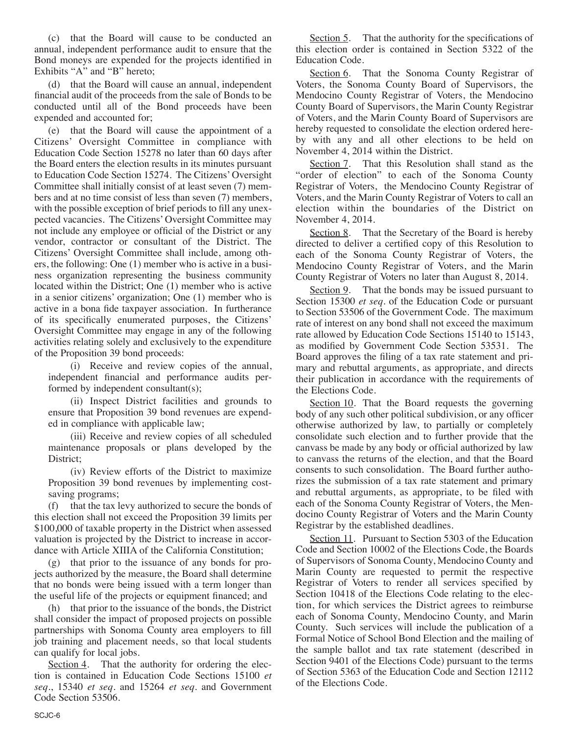(c) that the Board will cause to be conducted an annual, independent performance audit to ensure that the Bond moneys are expended for the projects identified in Exhibits "A" and "B" hereto;

(d) that the Board will cause an annual, independent financial audit of the proceeds from the sale of Bonds to be conducted until all of the Bond proceeds have been expended and accounted for;

(e) that the Board will cause the appointment of a Citizens' Oversight Committee in compliance with Education Code Section 15278 no later than 60 days after the Board enters the election results in its minutes pursuant to Education Code Section 15274. The Citizens' Oversight Committee shall initially consist of at least seven (7) members and at no time consist of less than seven (7) members, with the possible exception of brief periods to fill any unexpected vacancies. The Citizens' Oversight Committee may not include any employee or official of the District or any vendor, contractor or consultant of the District. The Citizens' Oversight Committee shall include, among others, the following: One (1) member who is active in a business organization representing the business community located within the District; One (1) member who is active in a senior citizens' organization; One (1) member who is active in a bona fide taxpayer association. In furtherance of its specifically enumerated purposes, the Citizens' Oversight Committee may engage in any of the following activities relating solely and exclusively to the expenditure of the Proposition 39 bond proceeds:

(i) Receive and review copies of the annual, independent financial and performance audits performed by independent consultant(s);

(ii) Inspect District facilities and grounds to ensure that Proposition 39 bond revenues are expended in compliance with applicable law;

(iii) Receive and review copies of all scheduled maintenance proposals or plans developed by the District;

(iv) Review efforts of the District to maximize Proposition 39 bond revenues by implementing cost-saving programs;

(f) that the tax levy authorized to secure the bonds of this election shall not exceed the Proposition 39 limits per \$100,000 of taxable property in the District when assessed valuation is projected by the District to increase in accordance with Article XIIIA of the California Constitution;

(g) that prior to the issuance of any bonds for projects authorized by the measure, the Board shall determine that no bonds were being issued with a term longer than the useful life of the projects or equipment financed; and

(h) that prior to the issuance of the bonds, the District shall consider the impact of proposed projects on possible partnerships with Sonoma County area employers to fill job training and placement needs, so that local students can qualify for local jobs.

<u>Section 4</u>. That the authority for ordering the election is contained in Education Code Sections 15100 *et seq.*, 15340 *et seq.* and 15264 *et seq.* and Government Code Section 53506.

<u>Section 5</u>. That the authority for the specifications of this election order is contained in Section 5322 of the Education Code.

<u>Section 6</u>. That the Sonoma County Registrar of Voters, the Sonoma County Board of Supervisors, the Mendocino County Registrar of Voters, the Mendocino County Board of Supervisors, the Marin County Registrar of Voters, and the Marin County Board of Supervisors are hereby requested to consolidate the election ordered hereby with any and all other elections to be held on November 4, 2014 within the District.

<u>Section 7</u>. That this Resolution shall stand as the "order of election" to each of the Sonoma County Registrar of Voters, the Mendocino County Registrar of Voters, and the Marin County Registrar of Voters to call an election within the boundaries of the District on November 4, 2014.

<u>Section 8</u>. That the Secretary of the Board is hereby directed to deliver a certified copy of this Resolution to each of the Sonoma County Registrar of Voters, the Mendocino County Registrar of Voters, and the Marin County Registrar of Voters no later than August 8, 2014.

<u>Section 9</u>. That the bonds may be issued pursuant to Section 15300 *et seq.* of the Education Code or pursuant to Section 53506 of the Government Code. The maximum rate of interest on any bond shall not exceed the maximum rate allowed by Education Code Sections 15140 to 15143, as modified by Government Code Section 53531. The Board approves the filing of a tax rate statement and primary and rebuttal arguments, as appropriate, and directs their publication in accordance with the requirements of the Elections Code.

<u>Section 10</u>. That the Board requests the governing body of any such other political subdivision, or any officer otherwise authorized by law, to partially or completely consolidate such election and to further provide that the canvass be made by any body or official authorized by law to canvass the returns of the election, and that the Board consents to such consolidation. The Board further authorizes the submission of a tax rate statement and primary and rebuttal arguments, as appropriate, to be filed with each of the Sonoma County Registrar of Voters, the Mendocino County Registrar of Voters and the Marin County Registrar by the established deadlines.

<u>Section 11</u>. Pursuant to Section 5303 of the Education Code and Section 10002 of the Elections Code, the Boards of Supervisors of Sonoma County, Mendocino County and Marin County are requested to permit the respective Registrar of Voters to render all services specified by Section 10418 of the Elections Code relating to the election, for which services the District agrees to reimburse each of Sonoma County, Mendocino County, and Marin County. Such services will include the publication of a Formal Notice of School Bond Election and the mailing of the sample ballot and tax rate statement (described in Section 9401 of the Elections Code) pursuant to the terms of Section 5363 of the Education Code and Section 12112 of the Elections Code.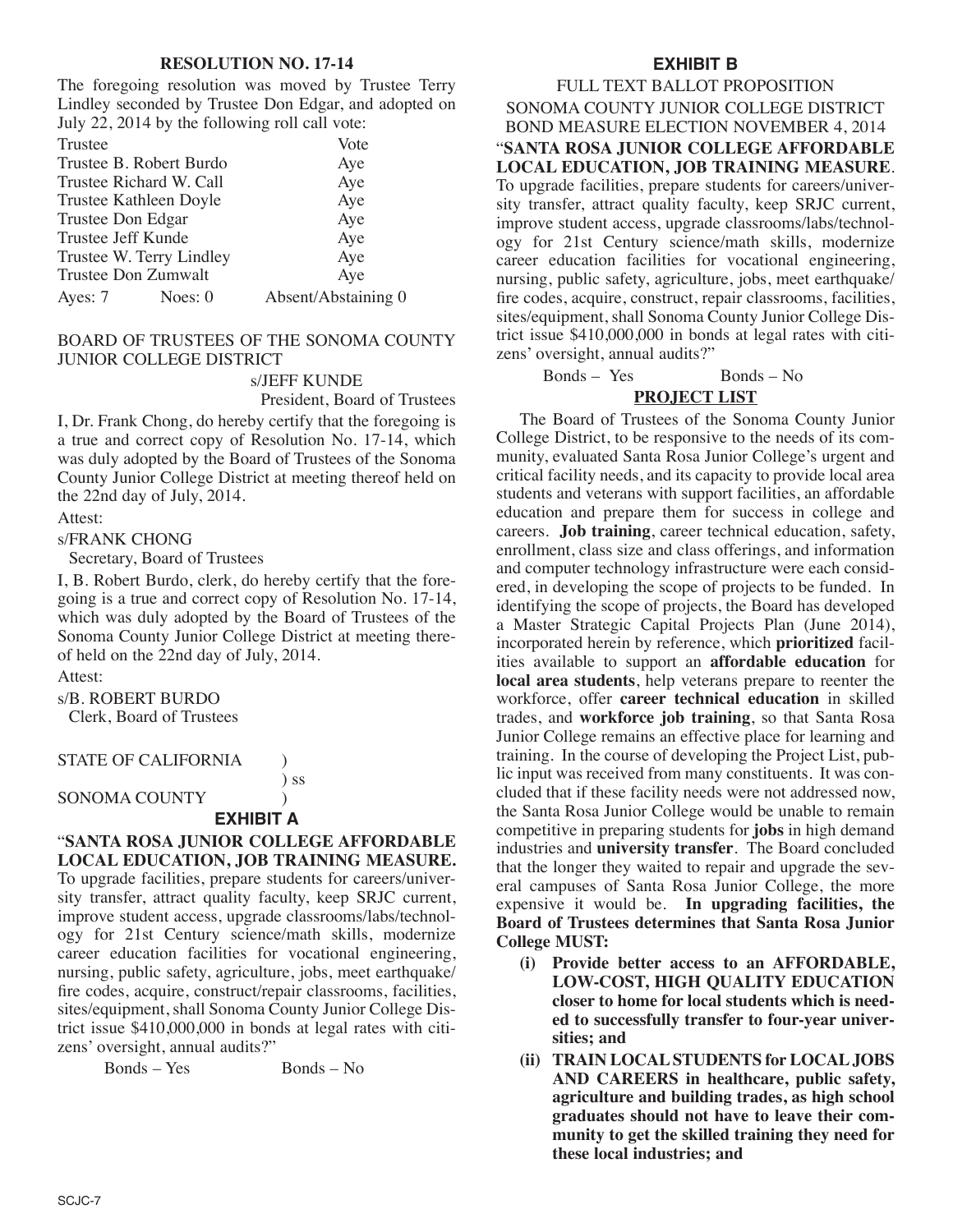## RESOLUTION NO. 17-14

The foregoing resolution was moved by Trustee Terry Lindley seconded by Trustee Don Edgar, and adopted on July 22, 2014 by the following roll call vote:

| Trustee | | Vote |
|---|---|---|
| Trustee B. Robert Burdo | | Aye |
| Trustee Richard W. Call | | Aye |
| Trustee Kathleen Doyle | | Aye |
| Trustee Don Edgar | | Aye |
| Trustee Jeff Kunde | | Aye |
| Trustee W. Terry Lindley | | Aye |
| Trustee Don Zumwalt | | Aye |
| Ayes: 7 | Noes: 0 | Absent/Abstaining 0 |

BOARD OF TRUSTEES OF THE SONOMA COUNTY JUNIOR COLLEGE DISTRICT

s/JEFF KUNDE
President, Board of Trustees

I, Dr. Frank Chong, do hereby certify that the foregoing is a true and correct copy of Resolution No. 17-14, which was duly adopted by the Board of Trustees of the Sonoma County Junior College District at meeting thereof held on the 22nd day of July, 2014.

Attest:

s/FRANK CHONG
Secretary, Board of Trustees

I, B. Robert Burdo, clerk, do hereby certify that the foregoing is a true and correct copy of Resolution No. 17-14, which was duly adopted by the Board of Trustees of the Sonoma County Junior College District at meeting thereof held on the 22nd day of July, 2014.

Attest:

s/B. ROBERT BURDO
Clerk, Board of Trustees

STATE OF CALIFORNIA )
) ss
SONOMA COUNTY )

## EXHIBIT A

"**SANTA ROSA JUNIOR COLLEGE AFFORDABLE LOCAL EDUCATION, JOB TRAINING MEASURE.** To upgrade facilities, prepare students for careers/university transfer, attract quality faculty, keep SRJC current, improve student access, upgrade classrooms/labs/technology for 21st Century science/math skills, modernize career education facilities for vocational engineering, nursing, public safety, agriculture, jobs, meet earthquake/fire codes, acquire, construct/repair classrooms, facilities, sites/equipment, shall Sonoma County Junior College District issue $410,000,000 in bonds at legal rates with citizens' oversight, annual audits?"

Bonds – Yes Bonds – No

## EXHIBIT B

FULL TEXT BALLOT PROPOSITION
SONOMA COUNTY JUNIOR COLLEGE DISTRICT
BOND MEASURE ELECTION NOVEMBER 4, 2014

"**SANTA ROSA JUNIOR COLLEGE AFFORDABLE LOCAL EDUCATION, JOB TRAINING MEASURE**. To upgrade facilities, prepare students for careers/university transfer, attract quality faculty, keep SRJC current, improve student access, upgrade classrooms/labs/technology for 21st Century science/math skills, modernize career education facilities for vocational engineering, nursing, public safety, agriculture, jobs, meet earthquake/fire codes, acquire, construct, repair classrooms, facilities, sites/equipment, shall Sonoma County Junior College District issue $410,000,000 in bonds at legal rates with citizens' oversight, annual audits?"

Bonds – Yes Bonds – No

### PROJECT LIST

The Board of Trustees of the Sonoma County Junior College District, to be responsive to the needs of its community, evaluated Santa Rosa Junior College's urgent and critical facility needs, and its capacity to provide local area students and veterans with support facilities, an affordable education and prepare them for success in college and careers. **Job training**, career technical education, safety, enrollment, class size and class offerings, and information and computer technology infrastructure were each considered, in developing the scope of projects to be funded. In identifying the scope of projects, the Board has developed a Master Strategic Capital Projects Plan (June 2014), incorporated herein by reference, which **prioritized** facilities available to support an **affordable education** for **local area students**, help veterans prepare to reenter the workforce, offer **career technical education** in skilled trades, and **workforce job training**, so that Santa Rosa Junior College remains an effective place for learning and training. In the course of developing the Project List, public input was received from many constituents. It was concluded that if these facility needs were not addressed now, the Santa Rosa Junior College would be unable to remain competitive in preparing students for **jobs** in high demand industries and **university transfer**. The Board concluded that the longer they waited to repair and upgrade the several campuses of Santa Rosa Junior College, the more expensive it would be. **In upgrading facilities, the Board of Trustees determines that Santa Rosa Junior College MUST:**

- **(i) Provide better access to an AFFORDABLE, LOW-COST, HIGH QUALITY EDUCATION closer to home for local students which is needed to successfully transfer to four-year universities; and**
- **(ii) TRAIN LOCAL STUDENTS for LOCAL JOBS AND CAREERS in healthcare, public safety, agriculture and building trades, as high school graduates should not have to leave their community to get the skilled training they need for these local industries; and**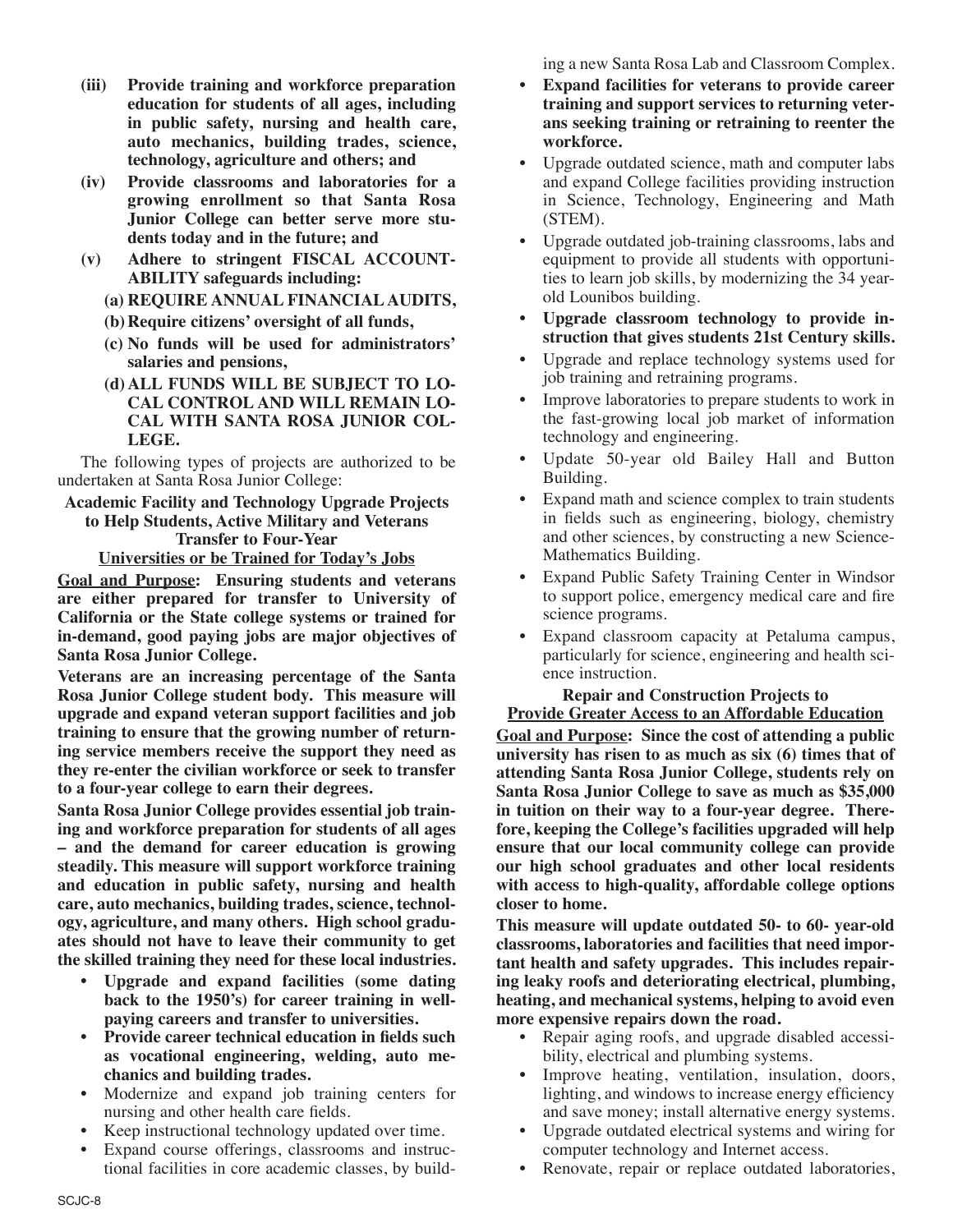**(iii) Provide training and workforce preparation education for students of all ages, including in public safety, nursing and health care, auto mechanics, building trades, science, technology, agriculture and others; and**

**(iv) Provide classrooms and laboratories for a growing enrollment so that Santa Rosa Junior College can better serve more students today and in the future; and**

**(v) Adhere to stringent FISCAL ACCOUNTABILITY safeguards including:**

**(a) REQUIRE ANNUAL FINANCIAL AUDITS,**

**(b) Require citizens' oversight of all funds,**

**(c) No funds will be used for administrators' salaries and pensions,**

**(d) ALL FUNDS WILL BE SUBJECT TO LOCAL CONTROL AND WILL REMAIN LOCAL WITH SANTA ROSA JUNIOR COLLEGE.**

The following types of projects are authorized to be undertaken at Santa Rosa Junior College:

**Academic Facility and Technology Upgrade Projects to Help Students, Active Military and Veterans Transfer to Four-Year Universities or be Trained for Today's Jobs**

**Goal and Purpose: Ensuring students and veterans are either prepared for transfer to University of California or the State college systems or trained for in-demand, good paying jobs are major objectives of Santa Rosa Junior College.**

**Veterans are an increasing percentage of the Santa Rosa Junior College student body. This measure will upgrade and expand veteran support facilities and job training to ensure that the growing number of returning service members receive the support they need as they re-enter the civilian workforce or seek to transfer to a four-year college to earn their degrees.**

**Santa Rosa Junior College provides essential job training and workforce preparation for students of all ages – and the demand for career education is growing steadily. This measure will support workforce training and education in public safety, nursing and health care, auto mechanics, building trades, science, technology, agriculture, and many others. High school graduates should not have to leave their community to get the skilled training they need for these local industries.**

- **Upgrade and expand facilities (some dating back to the 1950's) for career training in well-paying careers and transfer to universities.**
- **Provide career technical education in fields such as vocational engineering, welding, auto mechanics and building trades.**
- Modernize and expand job training centers for nursing and other health care fields.
- Keep instructional technology updated over time.
- Expand course offerings, classrooms and instructional facilities in core academic classes, by building a new Santa Rosa Lab and Classroom Complex.
- **Expand facilities for veterans to provide career training and support services to returning veterans seeking training or retraining to reenter the workforce.**
- Upgrade outdated science, math and computer labs and expand College facilities providing instruction in Science, Technology, Engineering and Math (STEM).
- Upgrade outdated job-training classrooms, labs and equipment to provide all students with opportunities to learn job skills, by modernizing the 34 year-old Lounibos building.
- **Upgrade classroom technology to provide instruction that gives students 21st Century skills.**
- Upgrade and replace technology systems used for job training and retraining programs.
- Improve laboratories to prepare students to work in the fast-growing local job market of information technology and engineering.
- Update 50-year old Bailey Hall and Button Building.
- Expand math and science complex to train students in fields such as engineering, biology, chemistry and other sciences, by constructing a new Science-Mathematics Building.
- Expand Public Safety Training Center in Windsor to support police, emergency medical care and fire science programs.
- Expand classroom capacity at Petaluma campus, particularly for science, engineering and health science instruction.

**Repair and Construction Projects to Provide Greater Access to an Affordable Education**

**Goal and Purpose: Since the cost of attending a public university has risen to as much as six (6) times that of attending Santa Rosa Junior College, students rely on Santa Rosa Junior College to save as much as $35,000 in tuition on their way to a four-year degree. Therefore, keeping the College's facilities upgraded will help ensure that our local community college can provide our high school graduates and other local residents with access to high-quality, affordable college options closer to home.**

**This measure will update outdated 50- to 60- year-old classrooms, laboratories and facilities that need important health and safety upgrades. This includes repairing leaky roofs and deteriorating electrical, plumbing, heating, and mechanical systems, helping to avoid even more expensive repairs down the road.**

- Repair aging roofs, and upgrade disabled accessibility, electrical and plumbing systems.
- Improve heating, ventilation, insulation, doors, lighting, and windows to increase energy efficiency and save money; install alternative energy systems.
- Upgrade outdated electrical systems and wiring for computer technology and Internet access.
- Renovate, repair or replace outdated laboratories,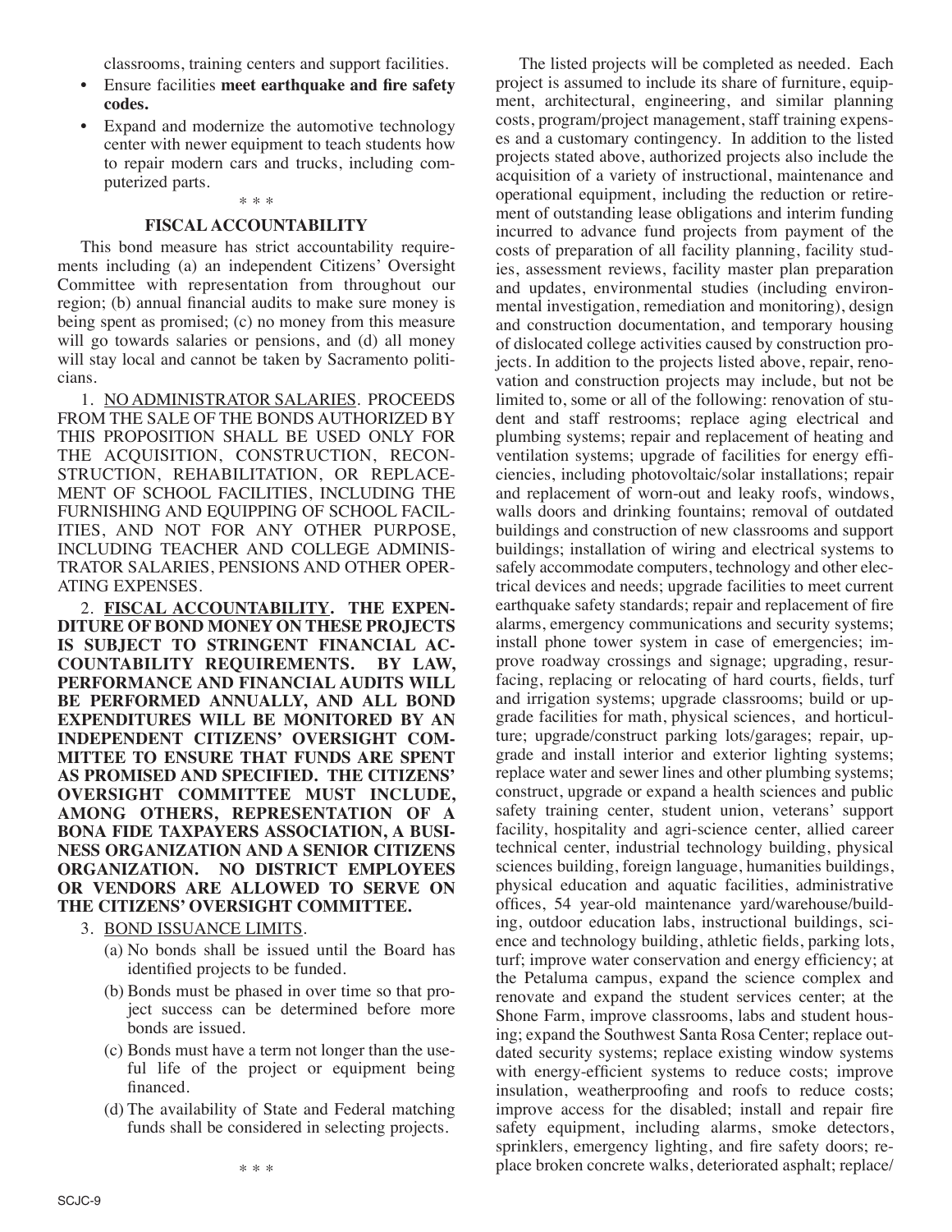classrooms, training centers and support facilities.

- Ensure facilities **meet earthquake and fire safety codes.**
- Expand and modernize the automotive technology center with newer equipment to teach students how to repair modern cars and trucks, including computerized parts.

\* \* \*

**FISCAL ACCOUNTABILITY**

This bond measure has strict accountability requirements including (a) an independent Citizens' Oversight Committee with representation from throughout our region; (b) annual financial audits to make sure money is being spent as promised; (c) no money from this measure will go towards salaries or pensions, and (d) all money will stay local and cannot be taken by Sacramento politicians.

1. NO ADMINISTRATOR SALARIES. PROCEEDS FROM THE SALE OF THE BONDS AUTHORIZED BY THIS PROPOSITION SHALL BE USED ONLY FOR THE ACQUISITION, CONSTRUCTION, RECONSTRUCTION, REHABILITATION, OR REPLACEMENT OF SCHOOL FACILITIES, INCLUDING THE FURNISHING AND EQUIPPING OF SCHOOL FACILITIES, AND NOT FOR ANY OTHER PURPOSE, INCLUDING TEACHER AND COLLEGE ADMINISTRATOR SALARIES, PENSIONS AND OTHER OPERATING EXPENSES.

2. **FISCAL ACCOUNTABILITY. THE EXPENDITURE OF BOND MONEY ON THESE PROJECTS IS SUBJECT TO STRINGENT FINANCIAL ACCOUNTABILITY REQUIREMENTS. BY LAW, PERFORMANCE AND FINANCIAL AUDITS WILL BE PERFORMED ANNUALLY, AND ALL BOND EXPENDITURES WILL BE MONITORED BY AN INDEPENDENT CITIZENS' OVERSIGHT COMMITTEE TO ENSURE THAT FUNDS ARE SPENT AS PROMISED AND SPECIFIED. THE CITIZENS' OVERSIGHT COMMITTEE MUST INCLUDE, AMONG OTHERS, REPRESENTATION OF A BONA FIDE TAXPAYERS ASSOCIATION, A BUSINESS ORGANIZATION AND A SENIOR CITIZENS ORGANIZATION. NO DISTRICT EMPLOYEES OR VENDORS ARE ALLOWED TO SERVE ON THE CITIZENS' OVERSIGHT COMMITTEE.**

3. BOND ISSUANCE LIMITS.
   - (a) No bonds shall be issued until the Board has identified projects to be funded.
   - (b) Bonds must be phased in over time so that project success can be determined before more bonds are issued.
   - (c) Bonds must have a term not longer than the useful life of the project or equipment being financed.
   - (d) The availability of State and Federal matching funds shall be considered in selecting projects.

\* \* \*

The listed projects will be completed as needed. Each project is assumed to include its share of furniture, equipment, architectural, engineering, and similar planning costs, program/project management, staff training expenses and a customary contingency. In addition to the listed projects stated above, authorized projects also include the acquisition of a variety of instructional, maintenance and operational equipment, including the reduction or retirement of outstanding lease obligations and interim funding incurred to advance fund projects from payment of the costs of preparation of all facility planning, facility studies, assessment reviews, facility master plan preparation and updates, environmental studies (including environmental investigation, remediation and monitoring), design and construction documentation, and temporary housing of dislocated college activities caused by construction projects. In addition to the projects listed above, repair, renovation and construction projects may include, but not be limited to, some or all of the following: renovation of student and staff restrooms; replace aging electrical and plumbing systems; repair and replacement of heating and ventilation systems; upgrade of facilities for energy efficiencies, including photovoltaic/solar installations; repair and replacement of worn-out and leaky roofs, windows, walls doors and drinking fountains; removal of outdated buildings and construction of new classrooms and support buildings; installation of wiring and electrical systems to safely accommodate computers, technology and other electrical devices and needs; upgrade facilities to meet current earthquake safety standards; repair and replacement of fire alarms, emergency communications and security systems; install phone tower system in case of emergencies; improve roadway crossings and signage; upgrading, resurfacing, replacing or relocating of hard courts, fields, turf and irrigation systems; upgrade classrooms; build or upgrade facilities for math, physical sciences, and horticulture; upgrade/construct parking lots/garages; repair, upgrade and install interior and exterior lighting systems; replace water and sewer lines and other plumbing systems; construct, upgrade or expand a health sciences and public safety training center, student union, veterans' support facility, hospitality and agri-science center, allied career technical center, industrial technology building, physical sciences building, foreign language, humanities buildings, physical education and aquatic facilities, administrative offices, 54 year-old maintenance yard/warehouse/building, outdoor education labs, instructional buildings, science and technology building, athletic fields, parking lots, turf; improve water conservation and energy efficiency; at the Petaluma campus, expand the science complex and renovate and expand the student services center; at the Shone Farm, improve classrooms, labs and student housing; expand the Southwest Santa Rosa Center; replace outdated security systems; replace existing window systems with energy-efficient systems to reduce costs; improve insulation, weatherproofing and roofs to reduce costs; improve access for the disabled; install and repair fire safety equipment, including alarms, smoke detectors, sprinklers, emergency lighting, and fire safety doors; replace broken concrete walks, deteriorated asphalt; replace/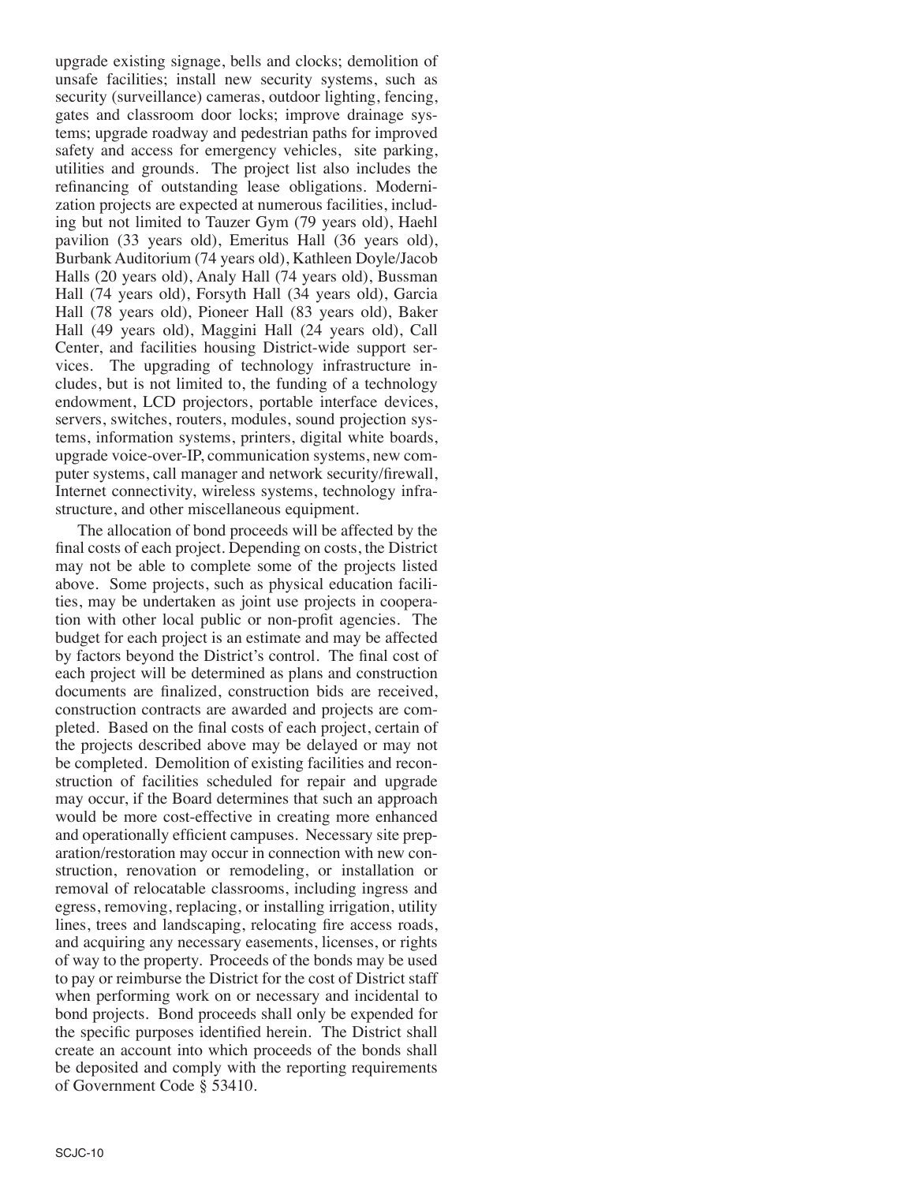upgrade existing signage, bells and clocks; demolition of unsafe facilities; install new security systems, such as security (surveillance) cameras, outdoor lighting, fencing, gates and classroom door locks; improve drainage systems; upgrade roadway and pedestrian paths for improved safety and access for emergency vehicles, site parking, utilities and grounds. The project list also includes the refinancing of outstanding lease obligations. Modernization projects are expected at numerous facilities, including but not limited to Tauzer Gym (79 years old), Haehl pavilion (33 years old), Emeritus Hall (36 years old), Burbank Auditorium (74 years old), Kathleen Doyle/Jacob Halls (20 years old), Analy Hall (74 years old), Bussman Hall (74 years old), Forsyth Hall (34 years old), Garcia Hall (78 years old), Pioneer Hall (83 years old), Baker Hall (49 years old), Maggini Hall (24 years old), Call Center, and facilities housing District-wide support services. The upgrading of technology infrastructure includes, but is not limited to, the funding of a technology endowment, LCD projectors, portable interface devices, servers, switches, routers, modules, sound projection systems, information systems, printers, digital white boards, upgrade voice-over-IP, communication systems, new computer systems, call manager and network security/firewall, Internet connectivity, wireless systems, technology infrastructure, and other miscellaneous equipment.

The allocation of bond proceeds will be affected by the final costs of each project. Depending on costs, the District may not be able to complete some of the projects listed above. Some projects, such as physical education facilities, may be undertaken as joint use projects in cooperation with other local public or non-profit agencies. The budget for each project is an estimate and may be affected by factors beyond the District's control. The final cost of each project will be determined as plans and construction documents are finalized, construction bids are received, construction contracts are awarded and projects are completed. Based on the final costs of each project, certain of the projects described above may be delayed or may not be completed. Demolition of existing facilities and reconstruction of facilities scheduled for repair and upgrade may occur, if the Board determines that such an approach would be more cost-effective in creating more enhanced and operationally efficient campuses. Necessary site preparation/restoration may occur in connection with new construction, renovation or remodeling, or installation or removal of relocatable classrooms, including ingress and egress, removing, replacing, or installing irrigation, utility lines, trees and landscaping, relocating fire access roads, and acquiring any necessary easements, licenses, or rights of way to the property. Proceeds of the bonds may be used to pay or reimburse the District for the cost of District staff when performing work on or necessary and incidental to bond projects. Bond proceeds shall only be expended for the specific purposes identified herein. The District shall create an account into which proceeds of the bonds shall be deposited and comply with the reporting requirements of Government Code § 53410.